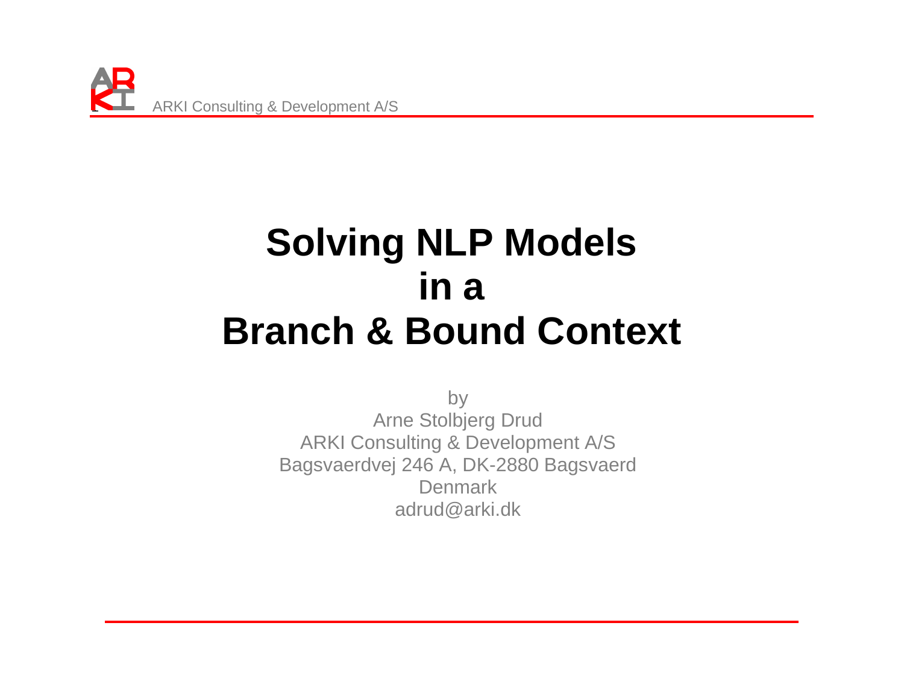# Solving NLP Models in a Branch & Bound Context

by

Arne Stolbjerg Drud

ARKI Consulting & Development A/S

Bagsvaerdvej 246 A, DK-2880 Bagsvaerd

Denmark

adrud@arki.dk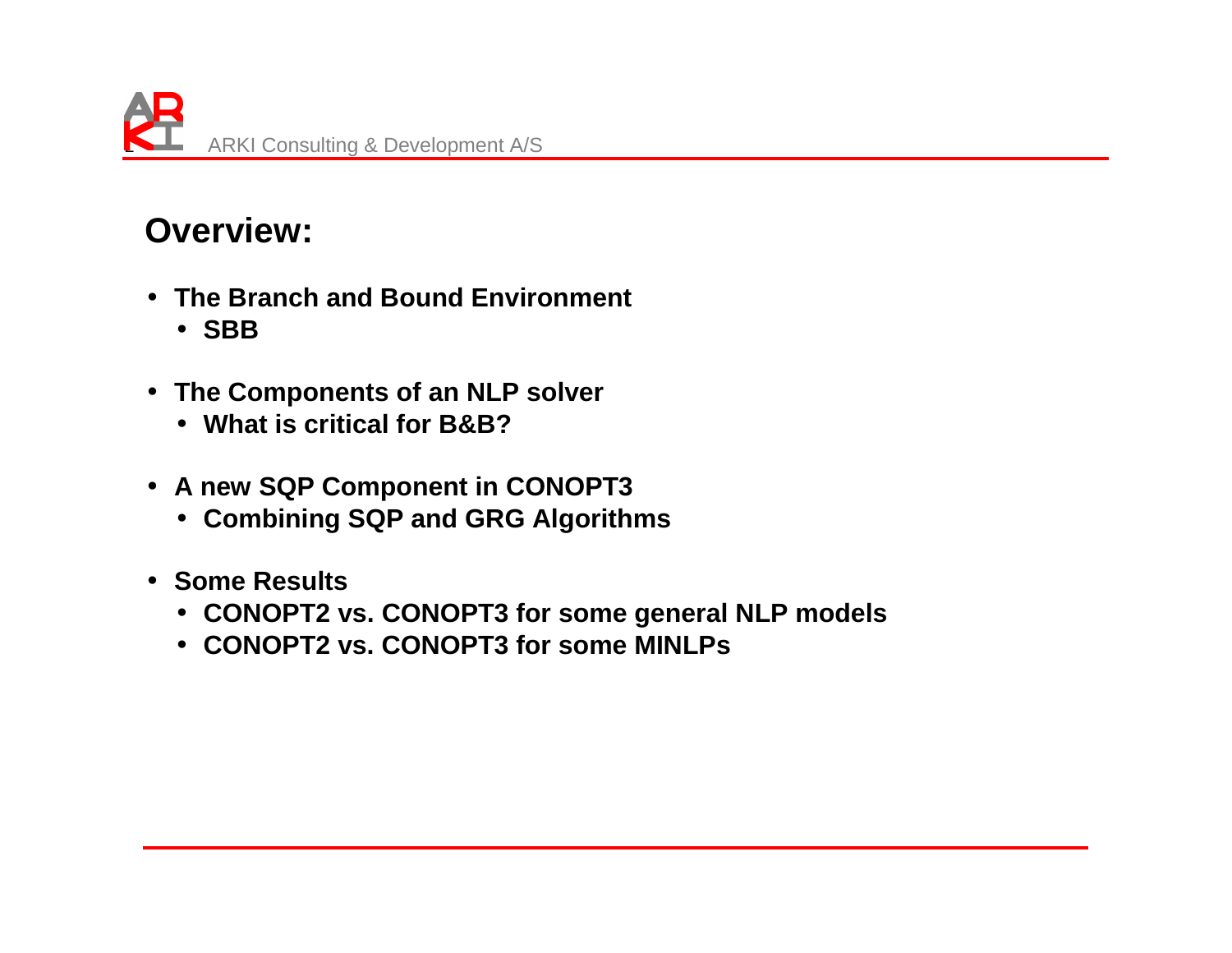## Overview:

- The Branch and Bound Environment
  - SBB
- The Components of an NLP solver
  - What is critical for B&B?
- A new SQP Component in CONOPT3
  - Combining SQP and GRG Algorithms
- Some Results
  - CONOPT2 vs. CONOPT3 for some general NLP models
  - CONOPT2 vs. CONOPT3 for some MINLPs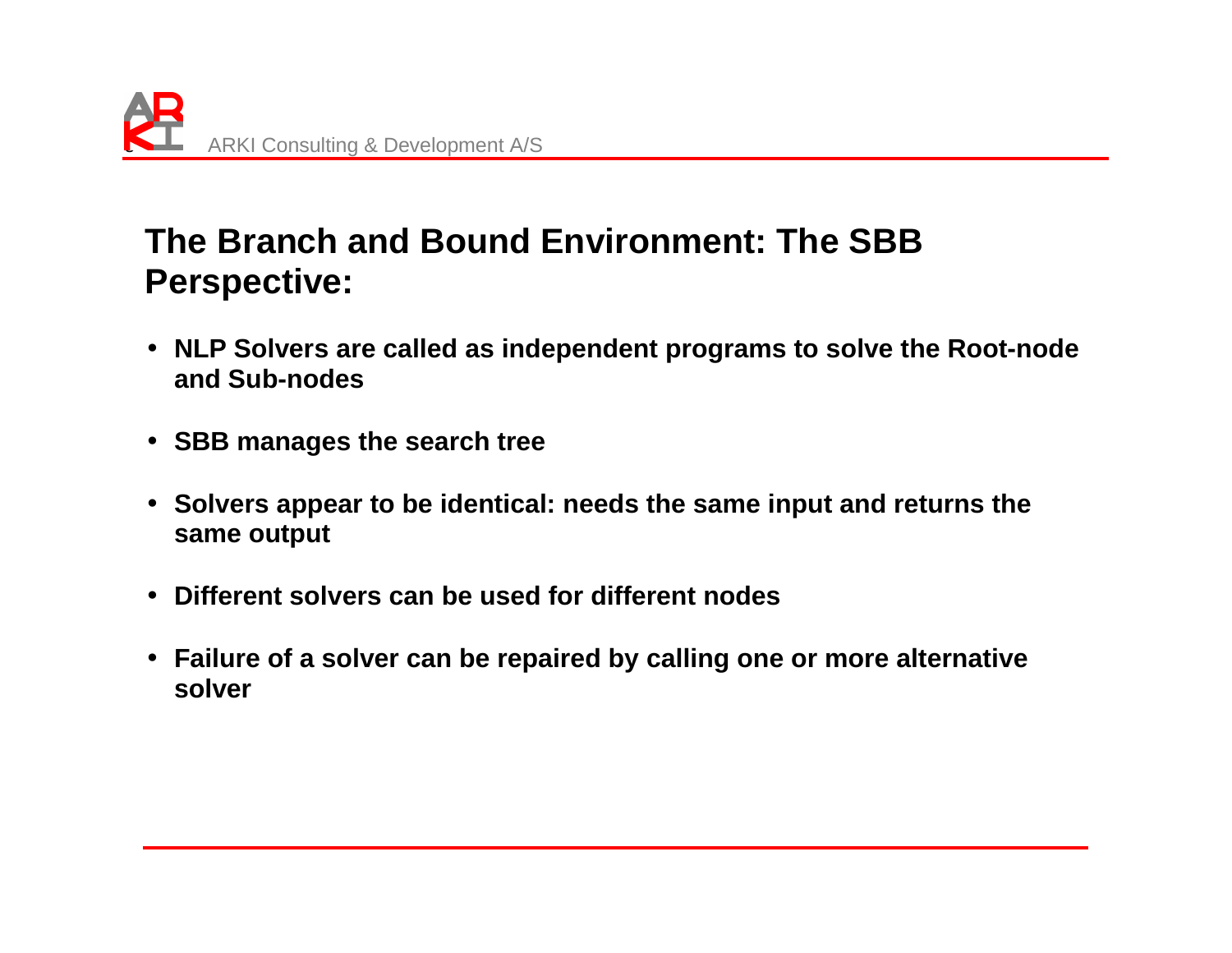## The Branch and Bound Environment: The SBB Perspective:

- **NLP Solvers are called as independent programs to solve the Root-node and Sub-nodes**
- **SBB manages the search tree**
- **Solvers appear to be identical: needs the same input and returns the same output**
- **Different solvers can be used for different nodes**
- **Failure of a solver can be repaired by calling one or more alternative solver**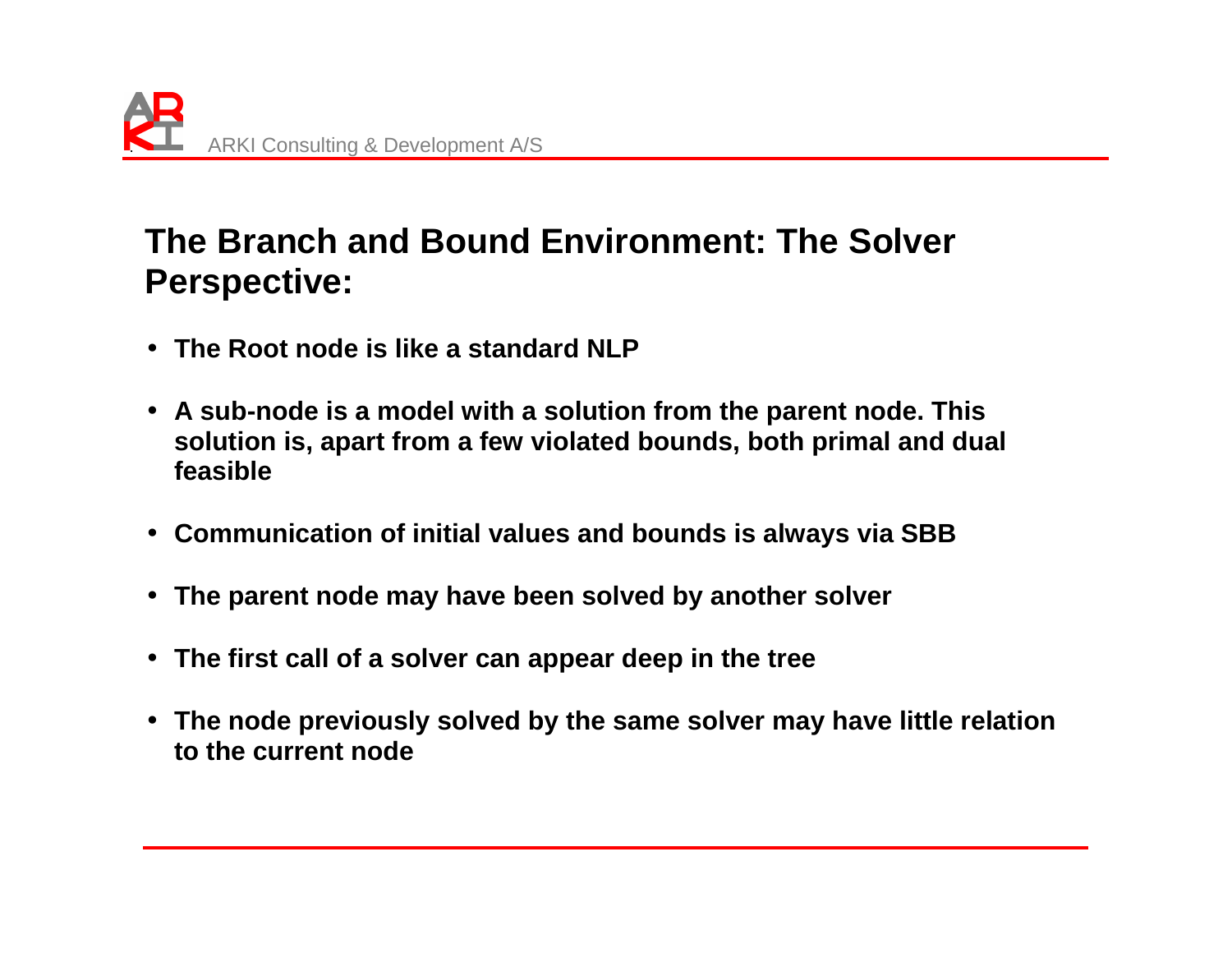## The Branch and Bound Environment: The Solver Perspective:

- **The Root node is like a standard NLP**
- **A sub-node is a model with a solution from the parent node. This solution is, apart from a few violated bounds, both primal and dual feasible**
- **Communication of initial values and bounds is always via SBB**
- **The parent node may have been solved by another solver**
- **The first call of a solver can appear deep in the tree**
- **The node previously solved by the same solver may have little relation to the current node**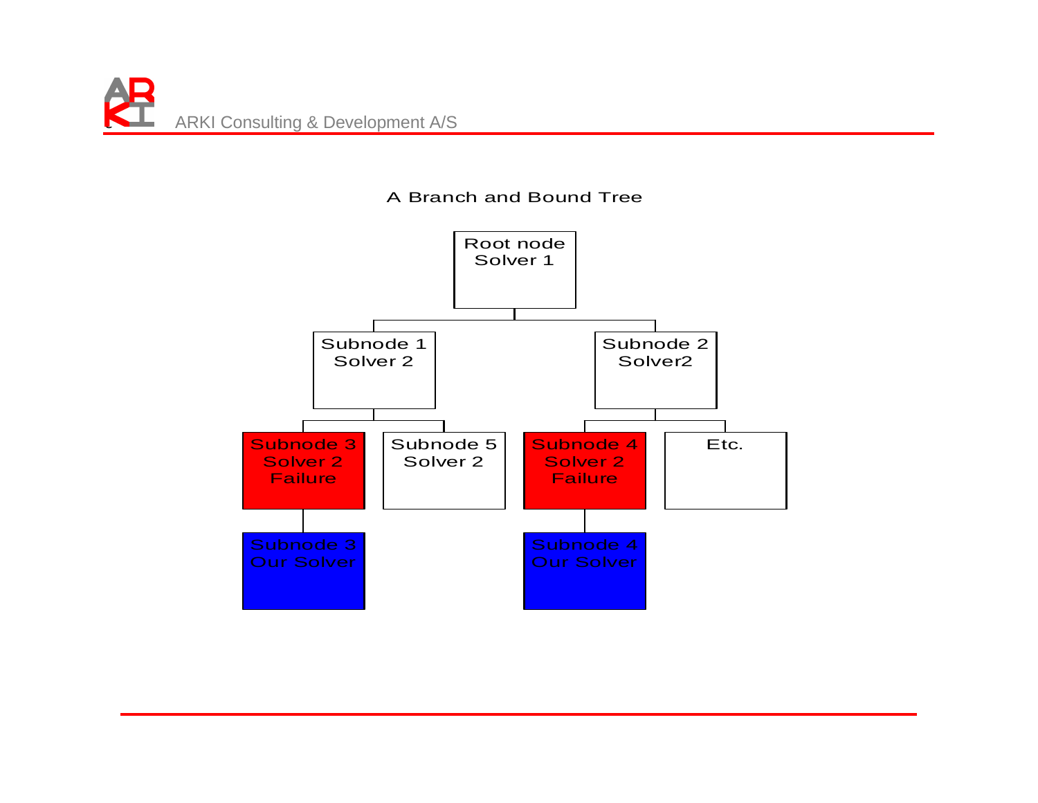A Branch and Bound Tree

Root node
Solver 1

Subnode 1
Solver 2

Subnode 2
Solver2

Subnode 3
Solver 2
Failure

Subnode 5
Solver 2

Subnode 4
Solver 2
Failure

Etc.

Subnode 3
Our Solver

Subnode 4
Our Solver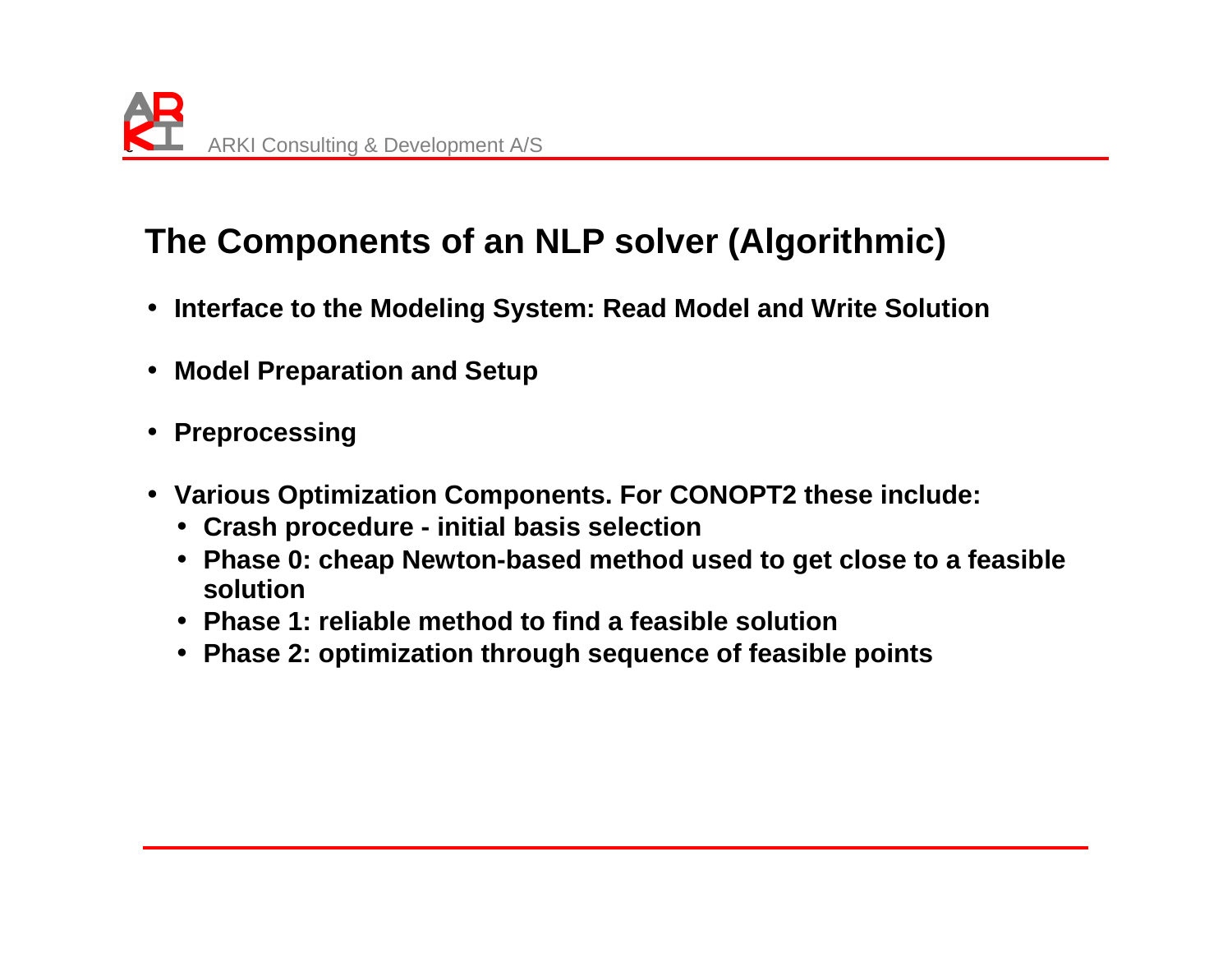# The Components of an NLP solver (Algorithmic)

- **Interface to the Modeling System: Read Model and Write Solution**
- **Model Preparation and Setup**
- **Preprocessing**
- **Various Optimization Components. For CONOPT2 these include:**
  - **Crash procedure - initial basis selection**
  - **Phase 0: cheap Newton-based method used to get close to a feasible solution**
  - **Phase 1: reliable method to find a feasible solution**
  - **Phase 2: optimization through sequence of feasible points**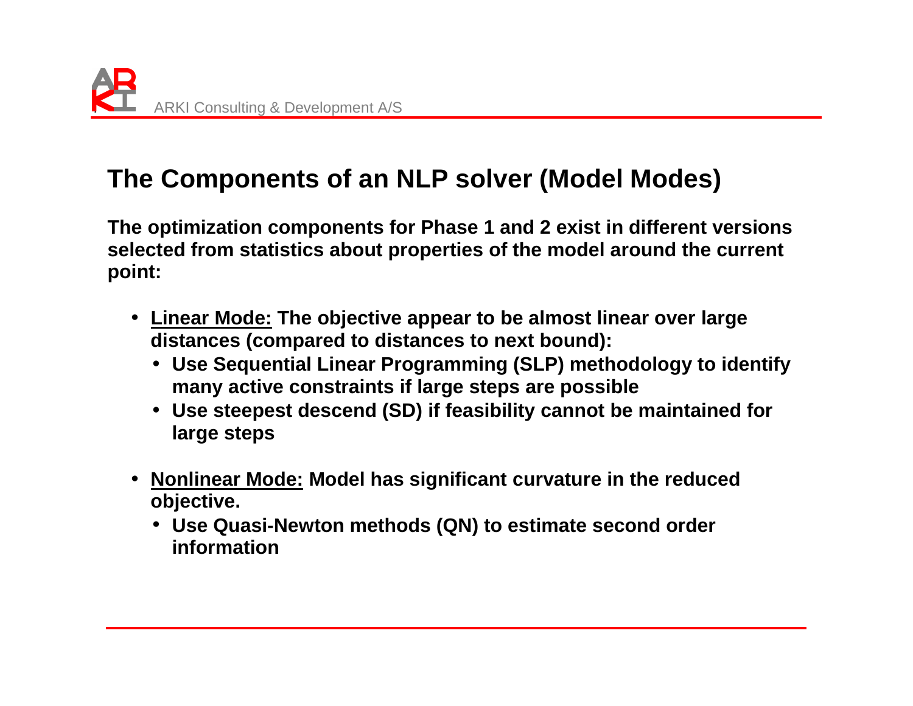## The Components of an NLP solver (Model Modes)

**The optimization components for Phase 1 and 2 exist in different versions selected from statistics about properties of the model around the current point:**

- **<u>Linear Mode:</u> The objective appear to be almost linear over large distances (compared to distances to next bound):**
  - **Use Sequential Linear Programming (SLP) methodology to identify many active constraints if large steps are possible**
  - **Use steepest descend (SD) if feasibility cannot be maintained for large steps**
- **<u>Nonlinear Mode:</u> Model has significant curvature in the reduced objective.**
  - **Use Quasi-Newton methods (QN) to estimate second order information**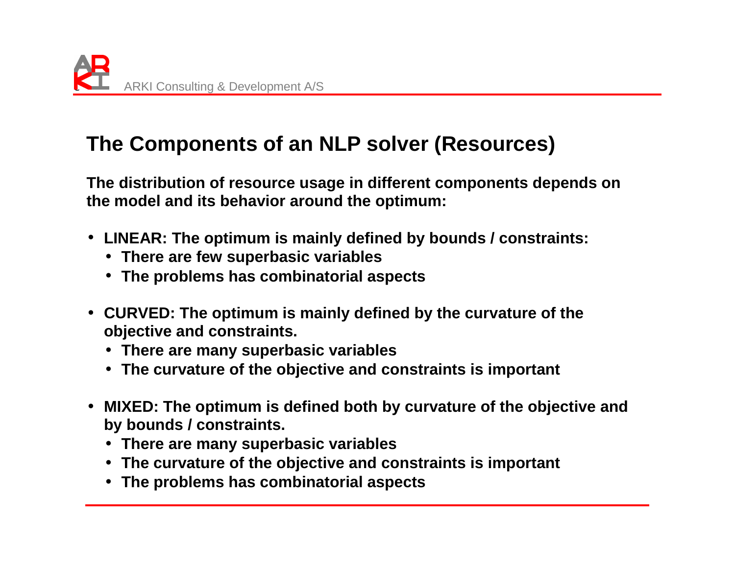# The Components of an NLP solver (Resources)

**The distribution of resource usage in different components depends on the model and its behavior around the optimum:**

- **LINEAR: The optimum is mainly defined by bounds / constraints:**
  - **There are few superbasic variables**
  - **The problems has combinatorial aspects**
- **CURVED: The optimum is mainly defined by the curvature of the objective and constraints.**
  - **There are many superbasic variables**
  - **The curvature of the objective and constraints is important**
- **MIXED: The optimum is defined both by curvature of the objective and by bounds / constraints.**
  - **There are many superbasic variables**
  - **The curvature of the objective and constraints is important**
  - **The problems has combinatorial aspects**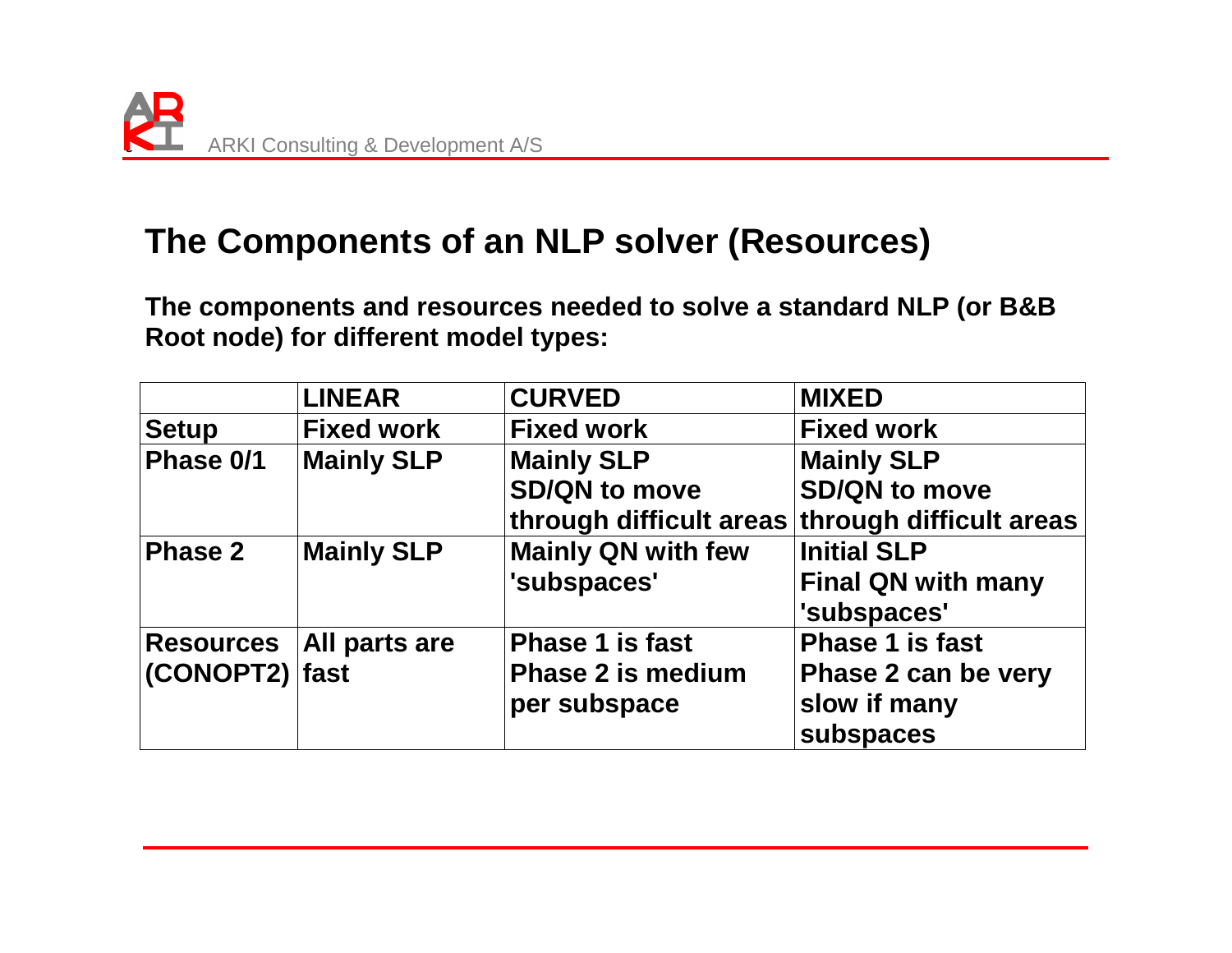# The Components of an NLP solver (Resources)

**The components and resources needed to solve a standard NLP (or B&B Root node) for different model types:**

| | LINEAR | CURVED | MIXED |
|---|---|---|---|
| **Setup** | Fixed work | Fixed work | Fixed work |
| **Phase 0/1** | Mainly SLP | Mainly SLP<br>SD/QN to move through difficult areas | Mainly SLP<br>SD/QN to move through difficult areas |
| **Phase 2** | Mainly SLP | Mainly QN with few 'subspaces' | Initial SLP<br>Final QN with many 'subspaces' |
| **Resources (CONOPT2)** | All parts are fast | Phase 1 is fast<br>Phase 2 is medium per subspace | Phase 1 is fast<br>Phase 2 can be very slow if many subspaces |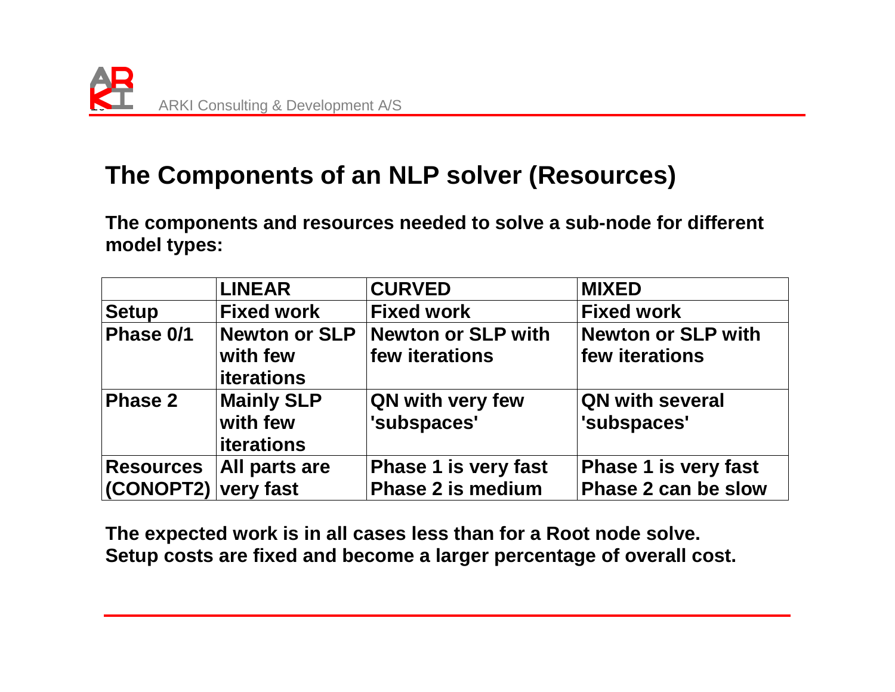# The Components of an NLP solver (Resources)

**The components and resources needed to solve a sub-node for different model types:**

| | LINEAR | CURVED | MIXED |
|---|---|---|---|
| Setup | Fixed work | Fixed work | Fixed work |
| Phase 0/1 | Newton or SLP with few iterations | Newton or SLP with few iterations | Newton or SLP with few iterations |
| Phase 2 | Mainly SLP with few iterations | QN with very few 'subspaces' | QN with several 'subspaces' |
| Resources (CONOPT2) | All parts are very fast | Phase 1 is very fast<br>Phase 2 is medium | Phase 1 is very fast<br>Phase 2 can be slow |

**The expected work is in all cases less than for a Root node solve.**
**Setup costs are fixed and become a larger percentage of overall cost.**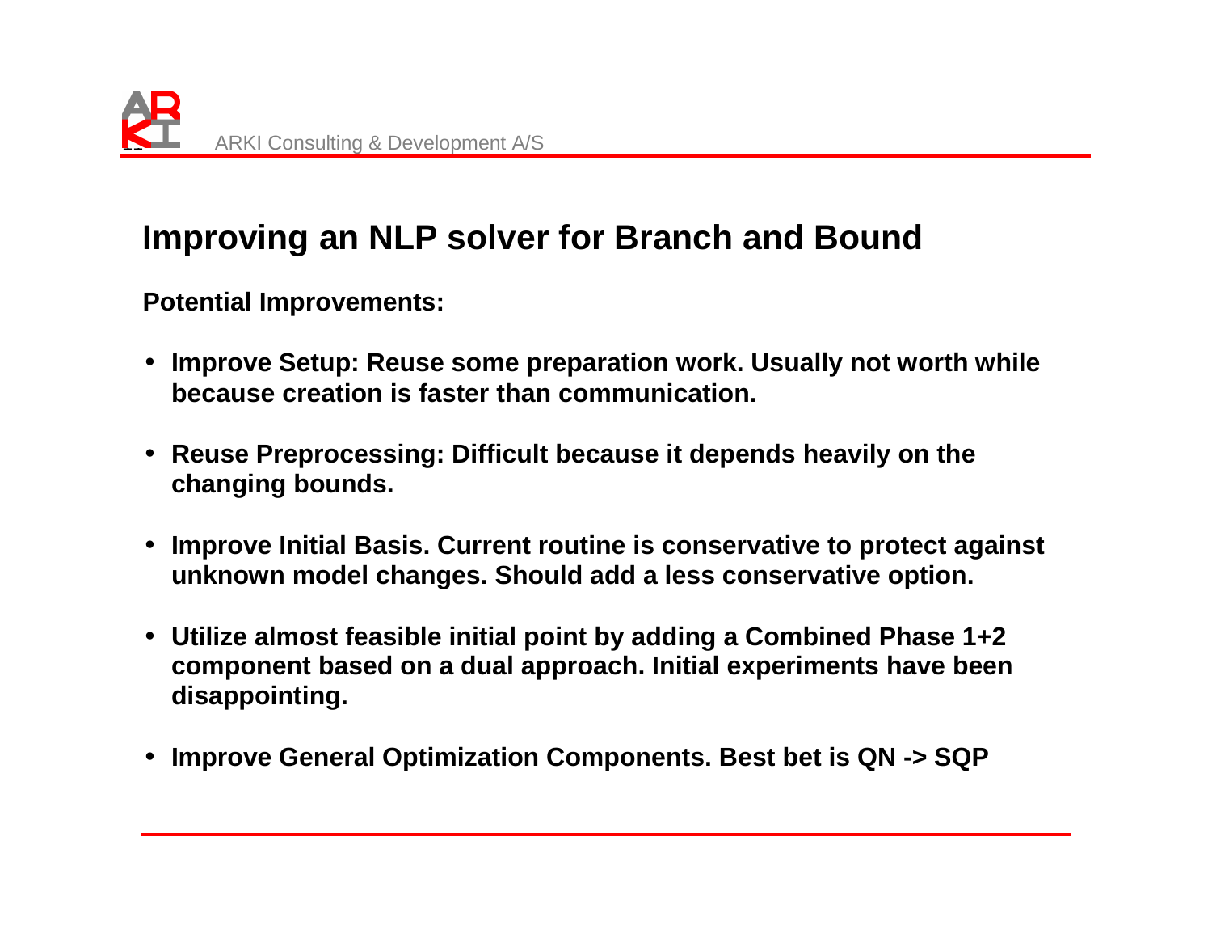# Improving an NLP solver for Branch and Bound

**Potential Improvements:**

- **Improve Setup: Reuse some preparation work. Usually not worth while because creation is faster than communication.**

- **Reuse Preprocessing: Difficult because it depends heavily on the changing bounds.**

- **Improve Initial Basis. Current routine is conservative to protect against unknown model changes. Should add a less conservative option.**

- **Utilize almost feasible initial point by adding a Combined Phase 1+2 component based on a dual approach. Initial experiments have been disappointing.**

- **Improve General Optimization Components. Best bet is QN -> SQP**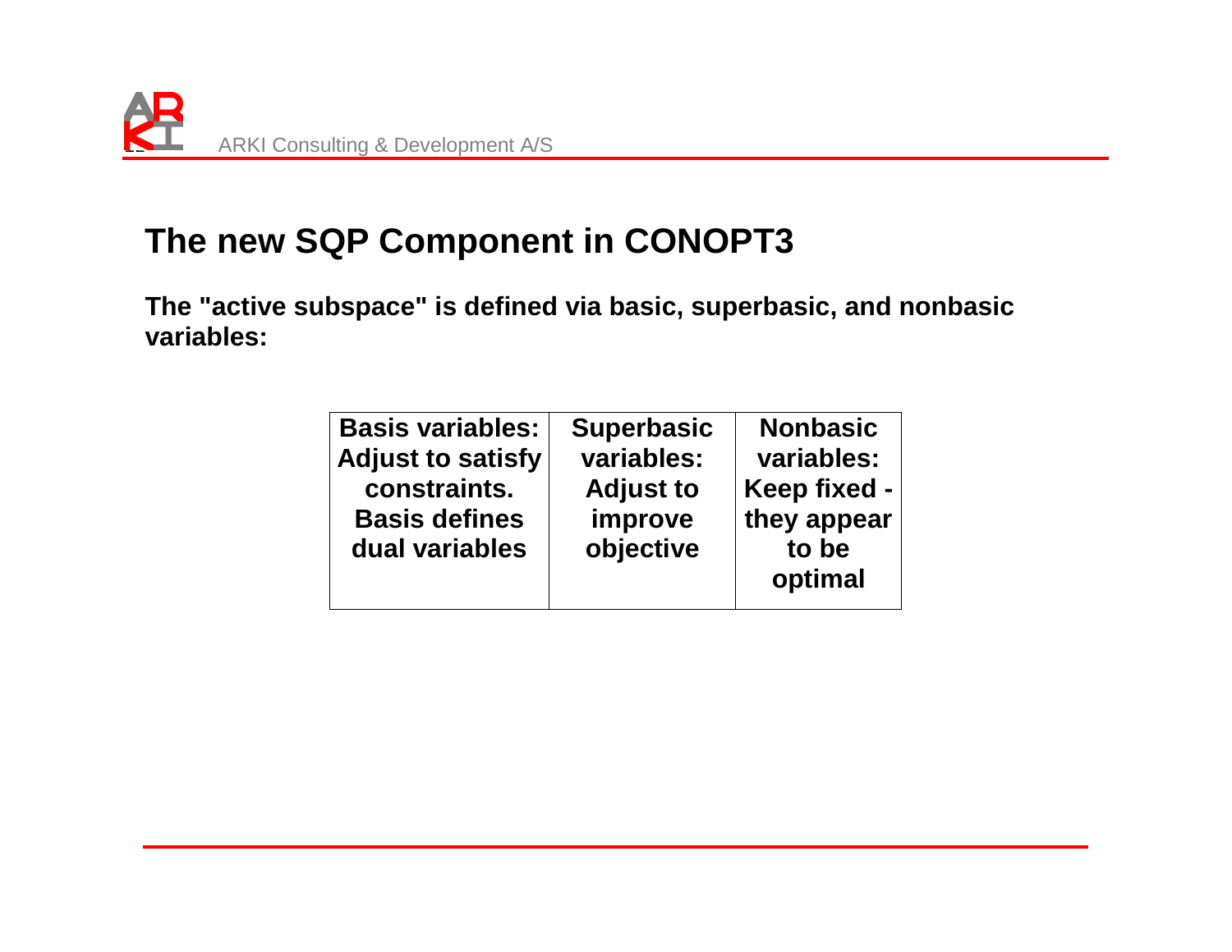## The new SQP Component in CONOPT3

**The "active subspace" is defined via basic, superbasic, and nonbasic variables:**

| Basis variables: Adjust to satisfy constraints. Basis defines dual variables | Superbasic variables: Adjust to improve objective | Nonbasic variables: Keep fixed - they appear to be optimal |
|---|---|---|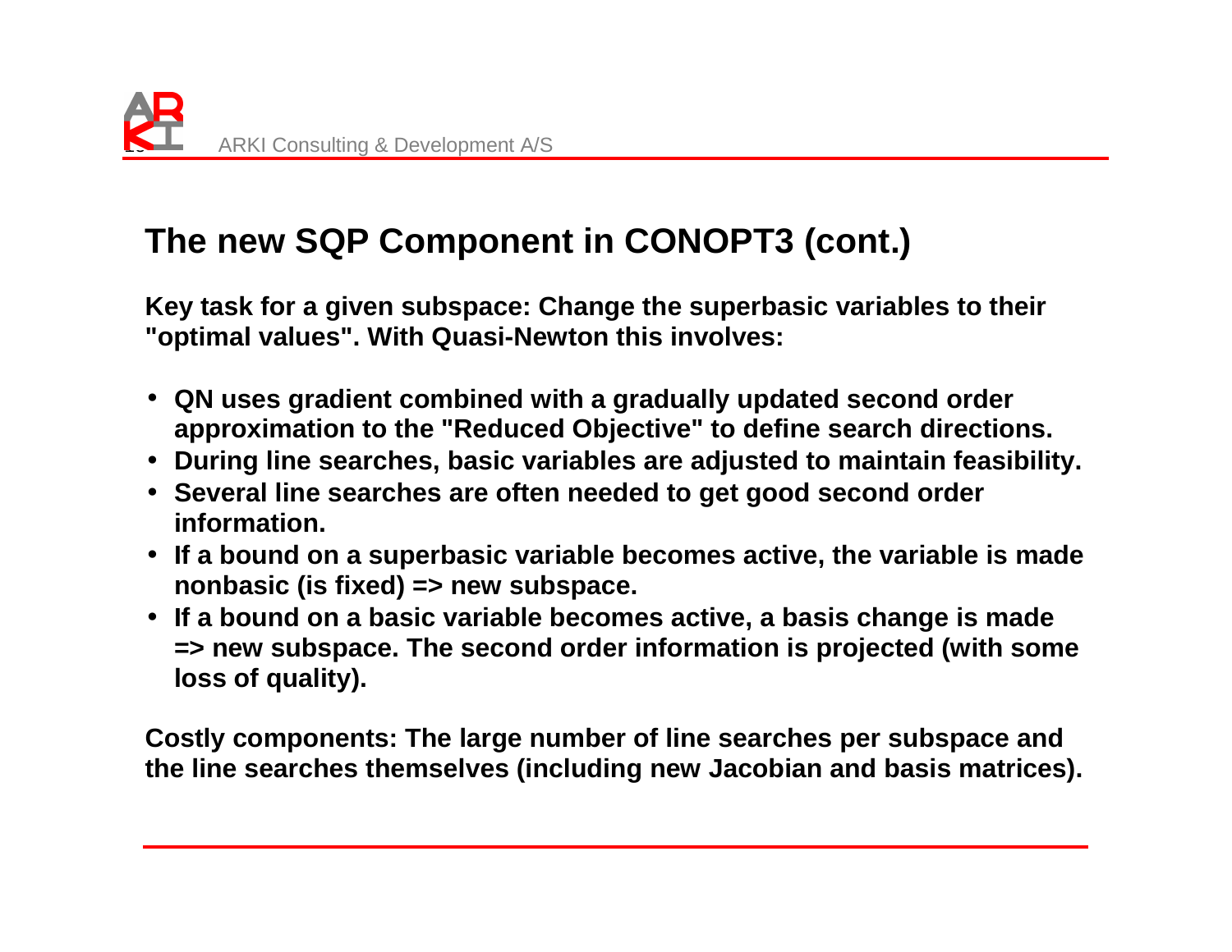# The new SQP Component in CONOPT3 (cont.)

**Key task for a given subspace: Change the superbasic variables to their "optimal values". With Quasi-Newton this involves:**

- **QN uses gradient combined with a gradually updated second order approximation to the "Reduced Objective" to define search directions.**
- **During line searches, basic variables are adjusted to maintain feasibility.**
- **Several line searches are often needed to get good second order information.**
- **If a bound on a superbasic variable becomes active, the variable is made nonbasic (is fixed) => new subspace.**
- **If a bound on a basic variable becomes active, a basis change is made => new subspace. The second order information is projected (with some loss of quality).**

**Costly components: The large number of line searches per subspace and the line searches themselves (including new Jacobian and basis matrices).**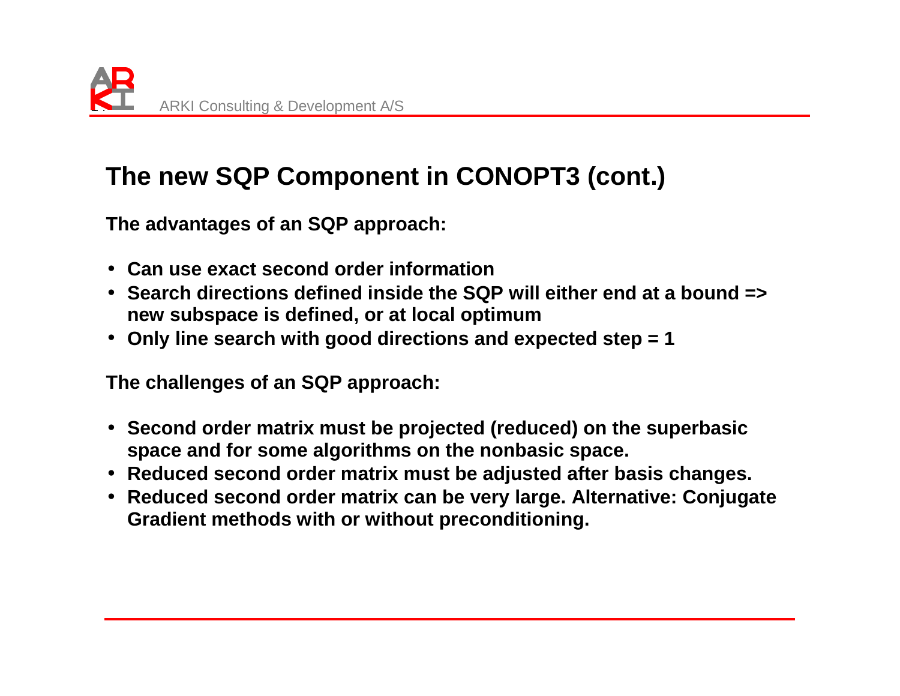# The new SQP Component in CONOPT3 (cont.)

**The advantages of an SQP approach:**

- **Can use exact second order information**
- **Search directions defined inside the SQP will either end at a bound => new subspace is defined, or at local optimum**
- **Only line search with good directions and expected step = 1**

**The challenges of an SQP approach:**

- **Second order matrix must be projected (reduced) on the superbasic space and for some algorithms on the nonbasic space.**
- **Reduced second order matrix must be adjusted after basis changes.**
- **Reduced second order matrix can be very large. Alternative: Conjugate Gradient methods with or without preconditioning.**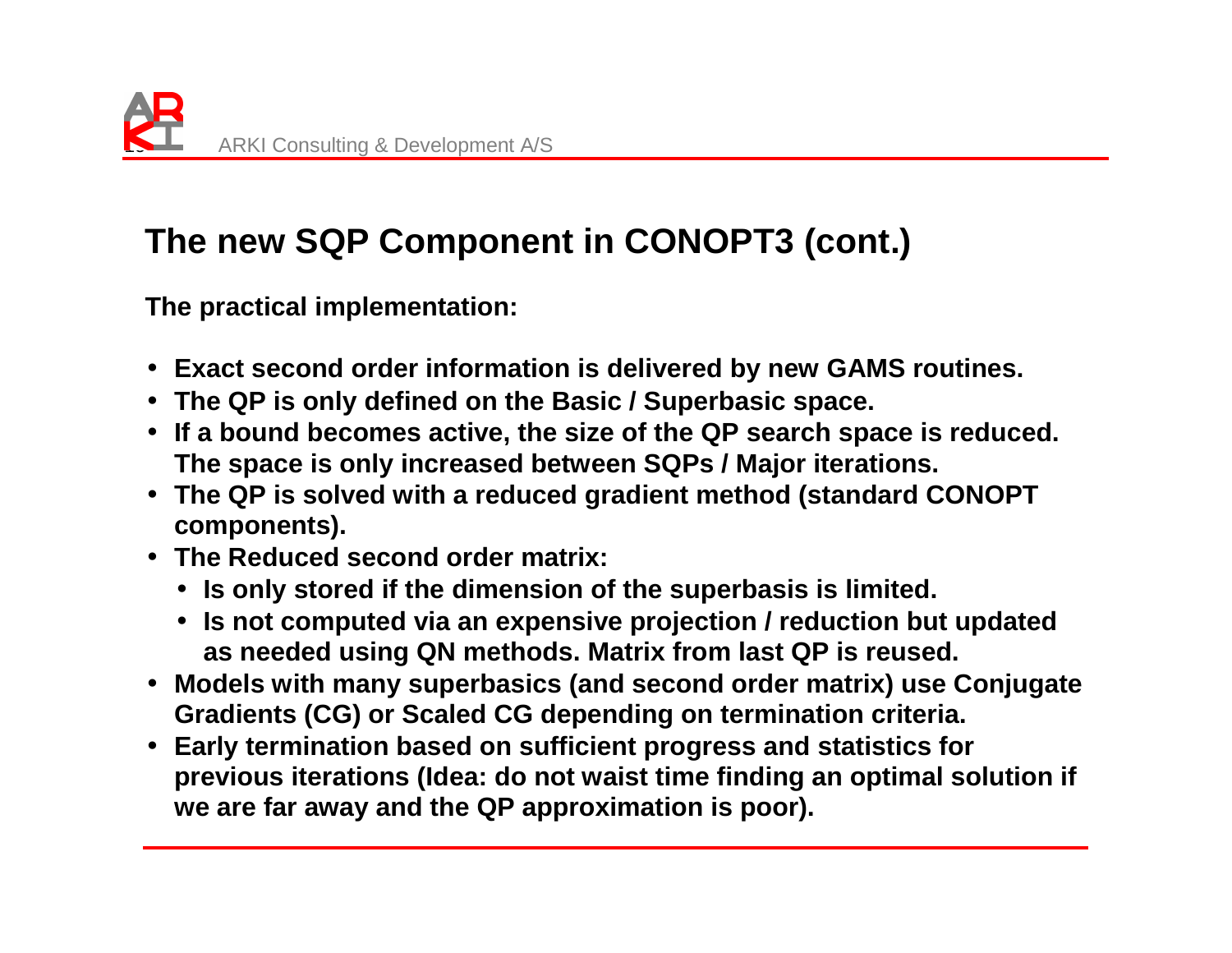# The new SQP Component in CONOPT3 (cont.)

**The practical implementation:**

- **Exact second order information is delivered by new GAMS routines.**
- **The QP is only defined on the Basic / Superbasic space.**
- **If a bound becomes active, the size of the QP search space is reduced. The space is only increased between SQPs / Major iterations.**
- **The QP is solved with a reduced gradient method (standard CONOPT components).**
- **The Reduced second order matrix:**
  - **Is only stored if the dimension of the superbasis is limited.**
  - **Is not computed via an expensive projection / reduction but updated as needed using QN methods. Matrix from last QP is reused.**
- **Models with many superbasics (and second order matrix) use Conjugate Gradients (CG) or Scaled CG depending on termination criteria.**
- **Early termination based on sufficient progress and statistics for previous iterations (Idea: do not waist time finding an optimal solution if we are far away and the QP approximation is poor).**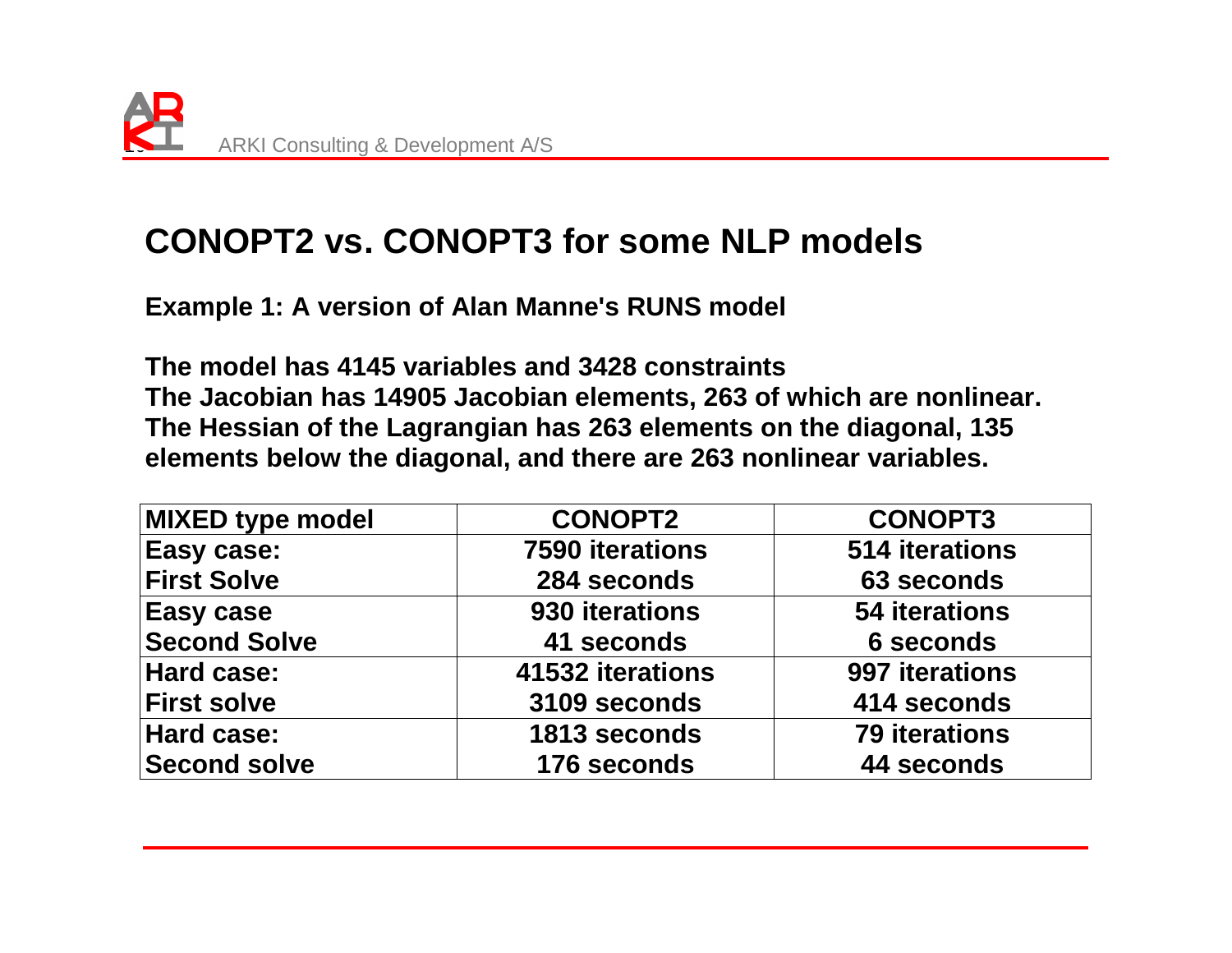# CONOPT2 vs. CONOPT3 for some NLP models

**Example 1: A version of Alan Manne's RUNS model**

**The model has 4145 variables and 3428 constraints**
**The Jacobian has 14905 Jacobian elements, 263 of which are nonlinear.**
**The Hessian of the Lagrangian has 263 elements on the diagonal, 135 elements below the diagonal, and there are 263 nonlinear variables.**

| MIXED type model | CONOPT2 | CONOPT3 |
|---|---|---|
| Easy case: First Solve | 7590 iterations 284 seconds | 514 iterations 63 seconds |
| Easy case Second Solve | 930 iterations 41 seconds | 54 iterations 6 seconds |
| Hard case: First solve | 41532 iterations 3109 seconds | 997 iterations 414 seconds |
| Hard case: Second solve | 1813 seconds 176 seconds | 79 iterations 44 seconds |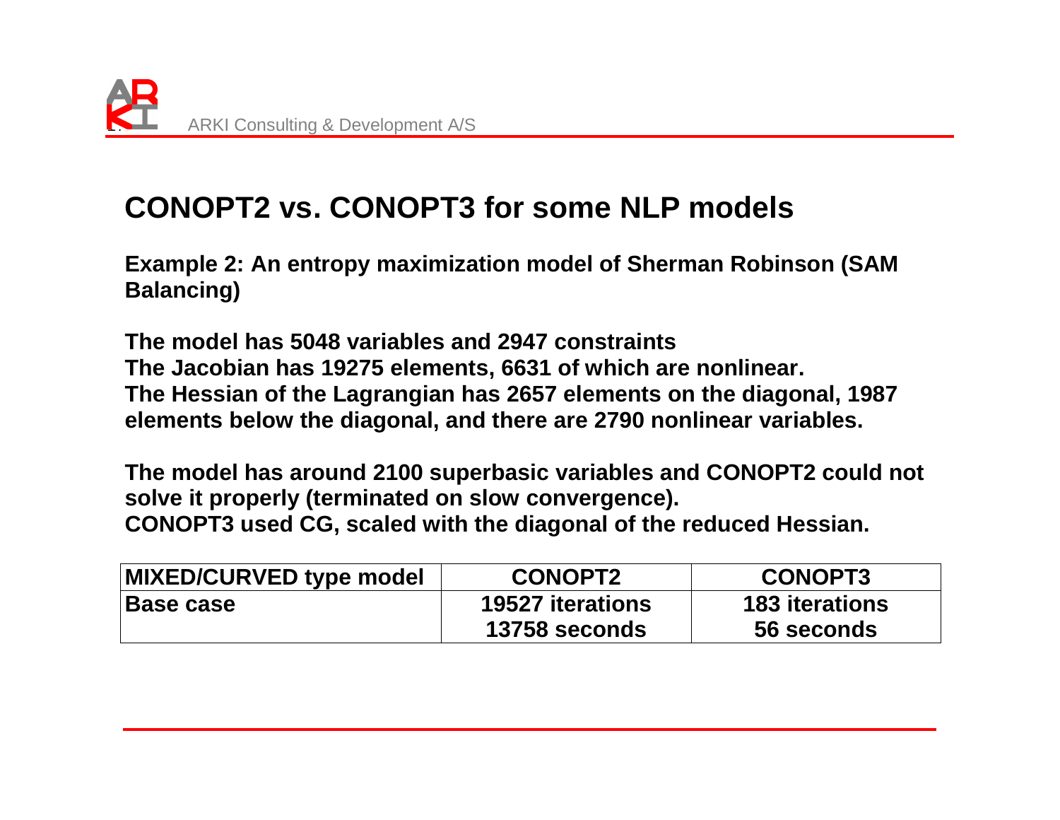## CONOPT2 vs. CONOPT3 for some NLP models

**Example 2: An entropy maximization model of Sherman Robinson (SAM Balancing)**

**The model has 5048 variables and 2947 constraints**
**The Jacobian has 19275 elements, 6631 of which are nonlinear.**
**The Hessian of the Lagrangian has 2657 elements on the diagonal, 1987 elements below the diagonal, and there are 2790 nonlinear variables.**

**The model has around 2100 superbasic variables and CONOPT2 could not solve it properly (terminated on slow convergence).**
**CONOPT3 used CG, scaled with the diagonal of the reduced Hessian.**

| MIXED/CURVED type model | CONOPT2 | CONOPT3 |
|---|---|---|
| Base case | 19527 iterations<br>13758 seconds | 183 iterations<br>56 seconds |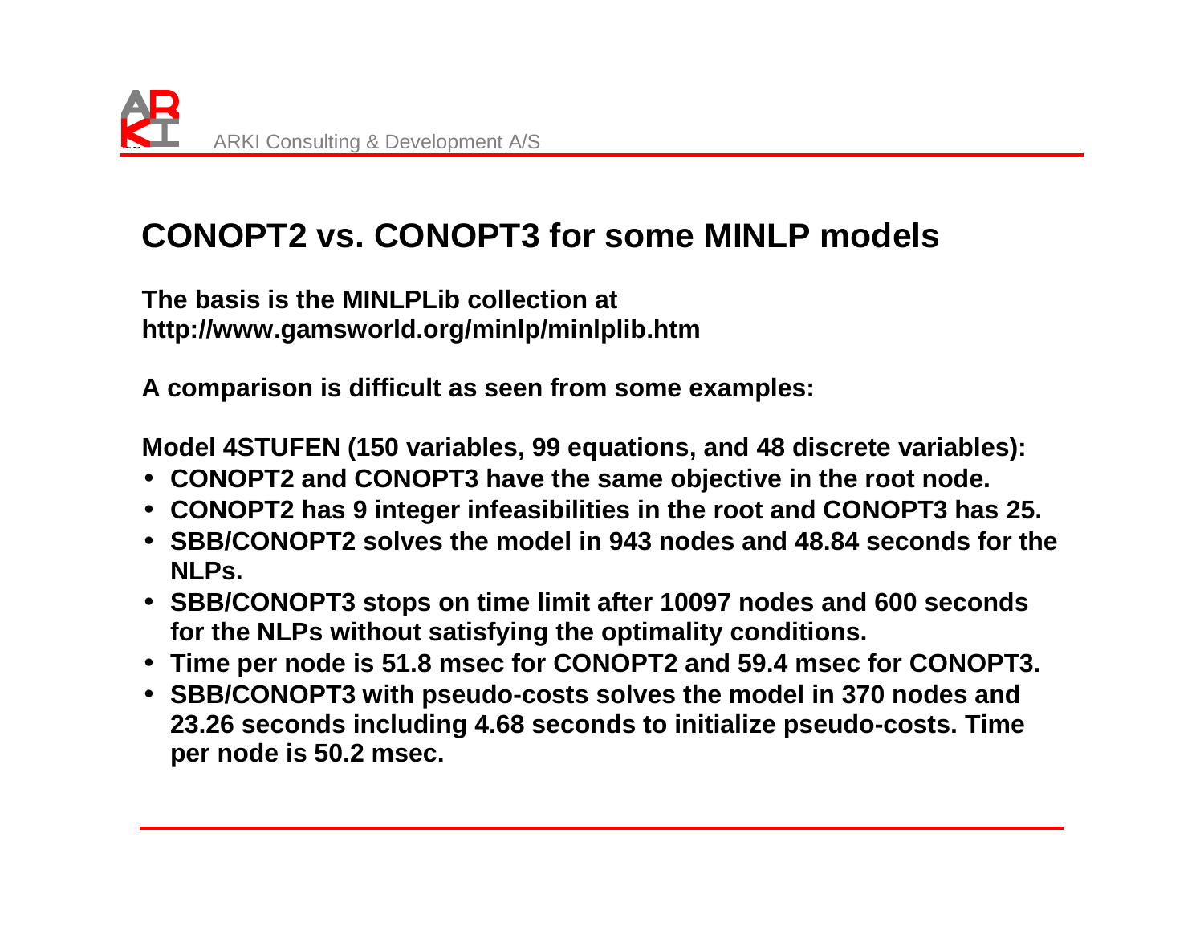# CONOPT2 vs. CONOPT3 for some MINLP models

**The basis is the MINLPLib collection at http://www.gamsworld.org/minlp/minlplib.htm**

**A comparison is difficult as seen from some examples:**

**Model 4STUFEN (150 variables, 99 equations, and 48 discrete variables):**

- **CONOPT2 and CONOPT3 have the same objective in the root node.**
- **CONOPT2 has 9 integer infeasibilities in the root and CONOPT3 has 25.**
- **SBB/CONOPT2 solves the model in 943 nodes and 48.84 seconds for the NLPs.**
- **SBB/CONOPT3 stops on time limit after 10097 nodes and 600 seconds for the NLPs without satisfying the optimality conditions.**
- **Time per node is 51.8 msec for CONOPT2 and 59.4 msec for CONOPT3.**
- **SBB/CONOPT3 with pseudo-costs solves the model in 370 nodes and 23.26 seconds including 4.68 seconds to initialize pseudo-costs. Time per node is 50.2 msec.**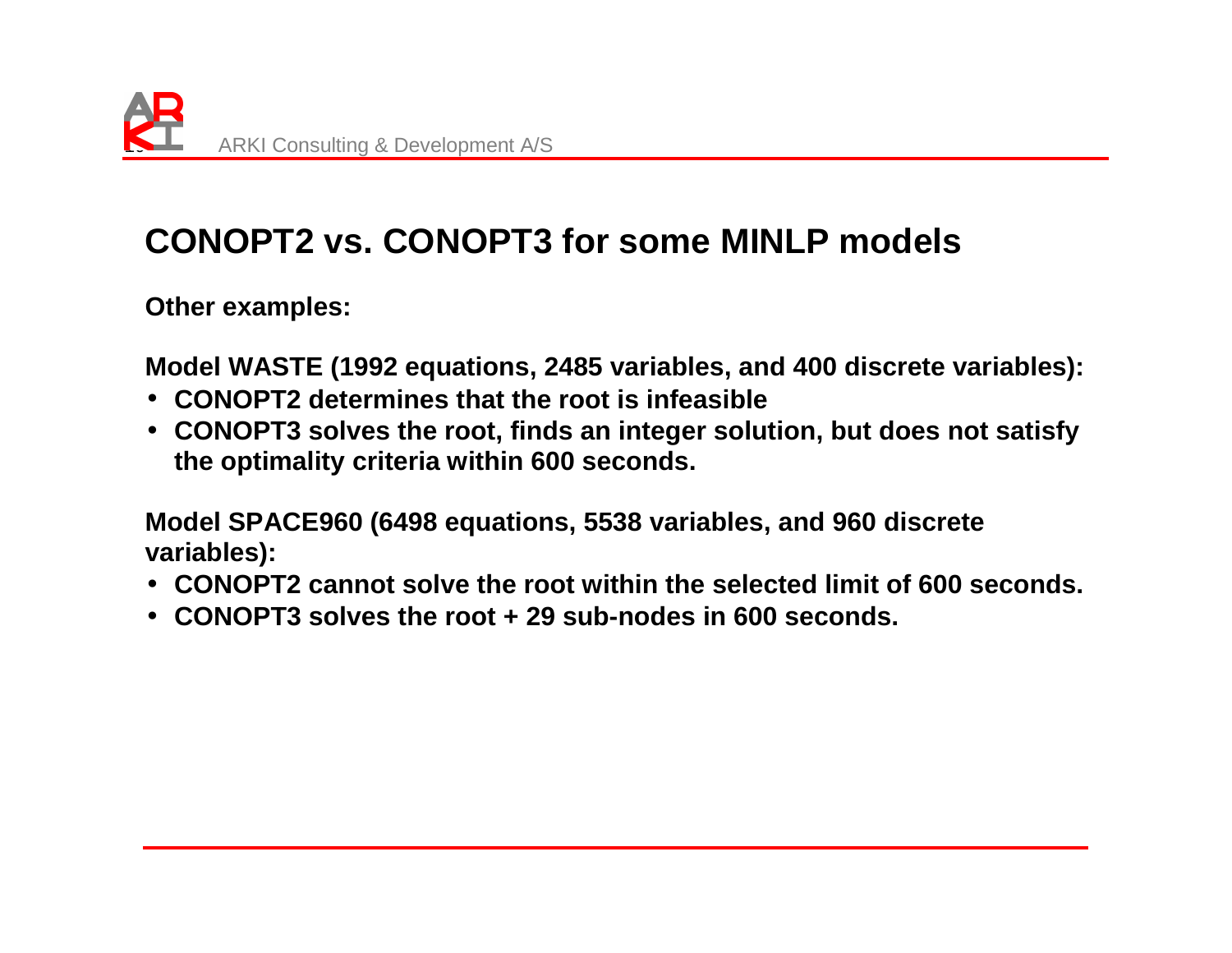# CONOPT2 vs. CONOPT3 for some MINLP models

**Other examples:**

**Model WASTE (1992 equations, 2485 variables, and 400 discrete variables):**

- **CONOPT2 determines that the root is infeasible**
- **CONOPT3 solves the root, finds an integer solution, but does not satisfy the optimality criteria within 600 seconds.**

**Model SPACE960 (6498 equations, 5538 variables, and 960 discrete variables):**

- **CONOPT2 cannot solve the root within the selected limit of 600 seconds.**
- **CONOPT3 solves the root + 29 sub-nodes in 600 seconds.**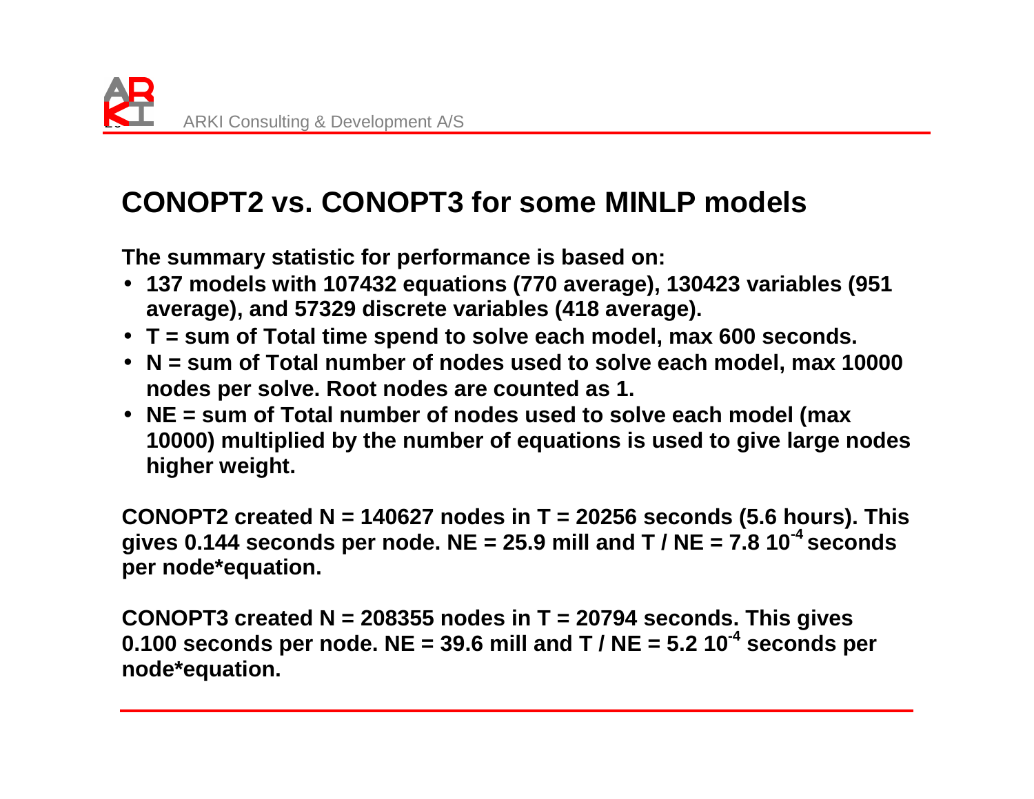# CONOPT2 vs. CONOPT3 for some MINLP models

**The summary statistic for performance is based on:**

- **137 models with 107432 equations (770 average), 130423 variables (951 average), and 57329 discrete variables (418 average).**
- **T = sum of Total time spend to solve each model, max 600 seconds.**
- **N = sum of Total number of nodes used to solve each model, max 10000 nodes per solve. Root nodes are counted as 1.**
- **NE = sum of Total number of nodes used to solve each model (max 10000) multiplied by the number of equations is used to give large nodes higher weight.**

**CONOPT2 created N = 140627 nodes in T = 20256 seconds (5.6 hours). This gives 0.144 seconds per node. NE = 25.9 mill and T / NE = 7.8 $10^{-4}$ seconds per node*equation.**

**CONOPT3 created N = 208355 nodes in T = 20794 seconds. This gives 0.100 seconds per node. NE = 39.6 mill and T / NE = 5.2 $10^{-4}$ seconds per node*equation.**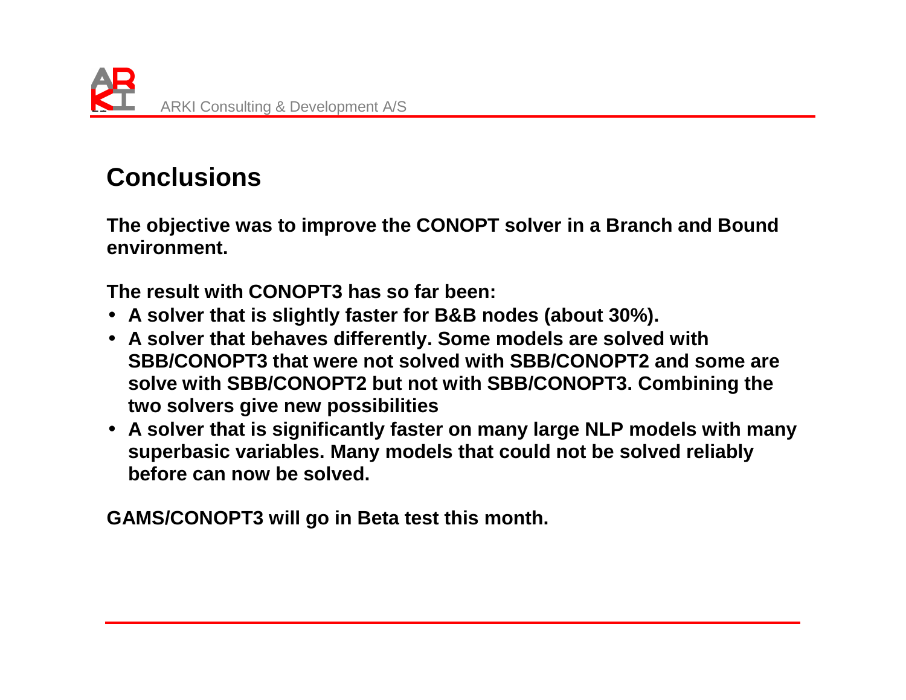## Conclusions

**The objective was to improve the CONOPT solver in a Branch and Bound environment.**

**The result with CONOPT3 has so far been:**

- **A solver that is slightly faster for B&B nodes (about 30%).**
- **A solver that behaves differently. Some models are solved with SBB/CONOPT3 that were not solved with SBB/CONOPT2 and some are solve with SBB/CONOPT2 but not with SBB/CONOPT3. Combining the two solvers give new possibilities**
- **A solver that is significantly faster on many large NLP models with many superbasic variables. Many models that could not be solved reliably before can now be solved.**

**GAMS/CONOPT3 will go in Beta test this month.**